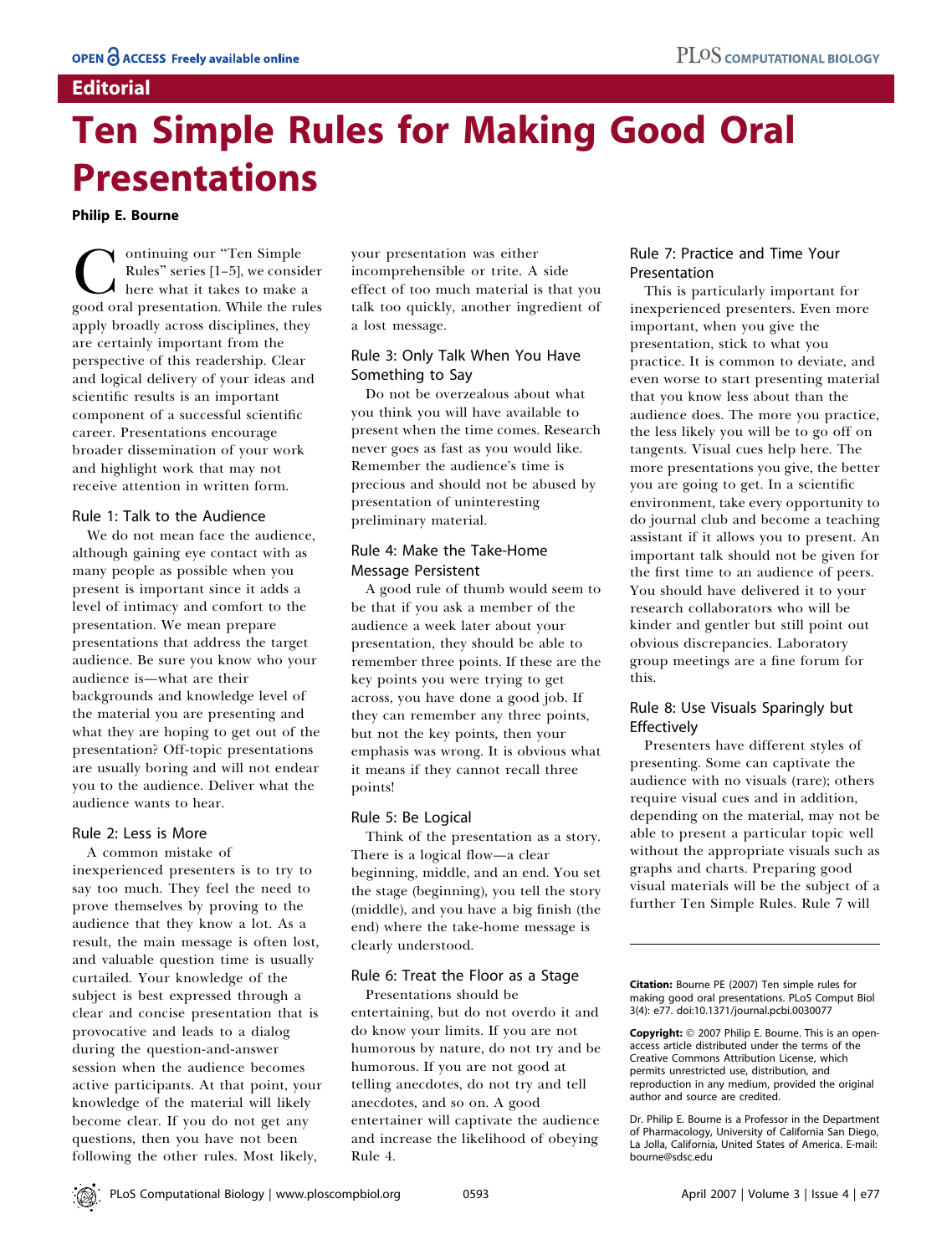**Editorial**

# Ten Simple Rules for Making Good Oral Presentations

**Philip E. Bourne**

Continuing our "Ten Simple Rules" series [1–5], we consider here what it takes to make a good oral presentation. While the rules apply broadly across disciplines, they are certainly important from the perspective of this readership. Clear and logical delivery of your ideas and scientific results is an important component of a successful scientific career. Presentations encourage broader dissemination of your work and highlight work that may not receive attention in written form.

## Rule 1: Talk to the Audience

We do not mean face the audience, although gaining eye contact with as many people as possible when you present is important since it adds a level of intimacy and comfort to the presentation. We mean prepare presentations that address the target audience. Be sure you know who your audience is—what are their backgrounds and knowledge level of the material you are presenting and what they are hoping to get out of the presentation? Off-topic presentations are usually boring and will not endear you to the audience. Deliver what the audience wants to hear.

## Rule 2: Less is More

A common mistake of inexperienced presenters is to try to say too much. They feel the need to prove themselves by proving to the audience that they know a lot. As a result, the main message is often lost, and valuable question time is usually curtailed. Your knowledge of the subject is best expressed through a clear and concise presentation that is provocative and leads to a dialog during the question-and-answer session when the audience becomes active participants. At that point, your knowledge of the material will likely become clear. If you do not get any questions, then you have not been following the other rules. Most likely, your presentation was either incomprehensible or trite. A side effect of too much material is that you talk too quickly, another ingredient of a lost message.

## Rule 3: Only Talk When You Have Something to Say

Do not be overzealous about what you think you will have available to present when the time comes. Research never goes as fast as you would like. Remember the audience's time is precious and should not be abused by presentation of uninteresting preliminary material.

## Rule 4: Make the Take-Home Message Persistent

A good rule of thumb would seem to be that if you ask a member of the audience a week later about your presentation, they should be able to remember three points. If these are the key points you were trying to get across, you have done a good job. If they can remember any three points, but not the key points, then your emphasis was wrong. It is obvious what it means if they cannot recall three points!

## Rule 5: Be Logical

Think of the presentation as a story. There is a logical flow—a clear beginning, middle, and an end. You set the stage (beginning), you tell the story (middle), and you have a big finish (the end) where the take-home message is clearly understood.

## Rule 6: Treat the Floor as a Stage

Presentations should be entertaining, but do not overdo it and do know your limits. If you are not humorous by nature, do not try and be humorous. If you are not good at telling anecdotes, do not try and tell anecdotes, and so on. A good entertainer will captivate the audience and increase the likelihood of obeying Rule 4.

## Rule 7: Practice and Time Your Presentation

This is particularly important for inexperienced presenters. Even more important, when you give the presentation, stick to what you practice. It is common to deviate, and even worse to start presenting material that you know less about than the audience does. The more you practice, the less likely you will be to go off on tangents. Visual cues help here. The more presentations you give, the better you are going to get. In a scientific environment, take every opportunity to do journal club and become a teaching assistant if it allows you to present. An important talk should not be given for the first time to an audience of peers. You should have delivered it to your research collaborators who will be kinder and gentler but still point out obvious discrepancies. Laboratory group meetings are a fine forum for this.

## Rule 8: Use Visuals Sparingly but Effectively

Presenters have different styles of presenting. Some can captivate the audience with no visuals (rare); others require visual cues and in addition, depending on the material, may not be able to present a particular topic well without the appropriate visuals such as graphs and charts. Preparing good visual materials will be the subject of a further Ten Simple Rules. Rule 7 will

---

**Citation:** Bourne PE (2007) Ten simple rules for making good oral presentations. PLoS Comput Biol 3(4): e77. doi:10.1371/journal.pcbi.0030077

**Copyright:** © 2007 Philip E. Bourne. This is an open-access article distributed under the terms of the Creative Commons Attribution License, which permits unrestricted use, distribution, and reproduction in any medium, provided the original author and source are credited.

Dr. Philip E. Bourne is a Professor in the Department of Pharmacology, University of California San Diego, La Jolla, California, United States of America. E-mail: bourne@sdsc.edu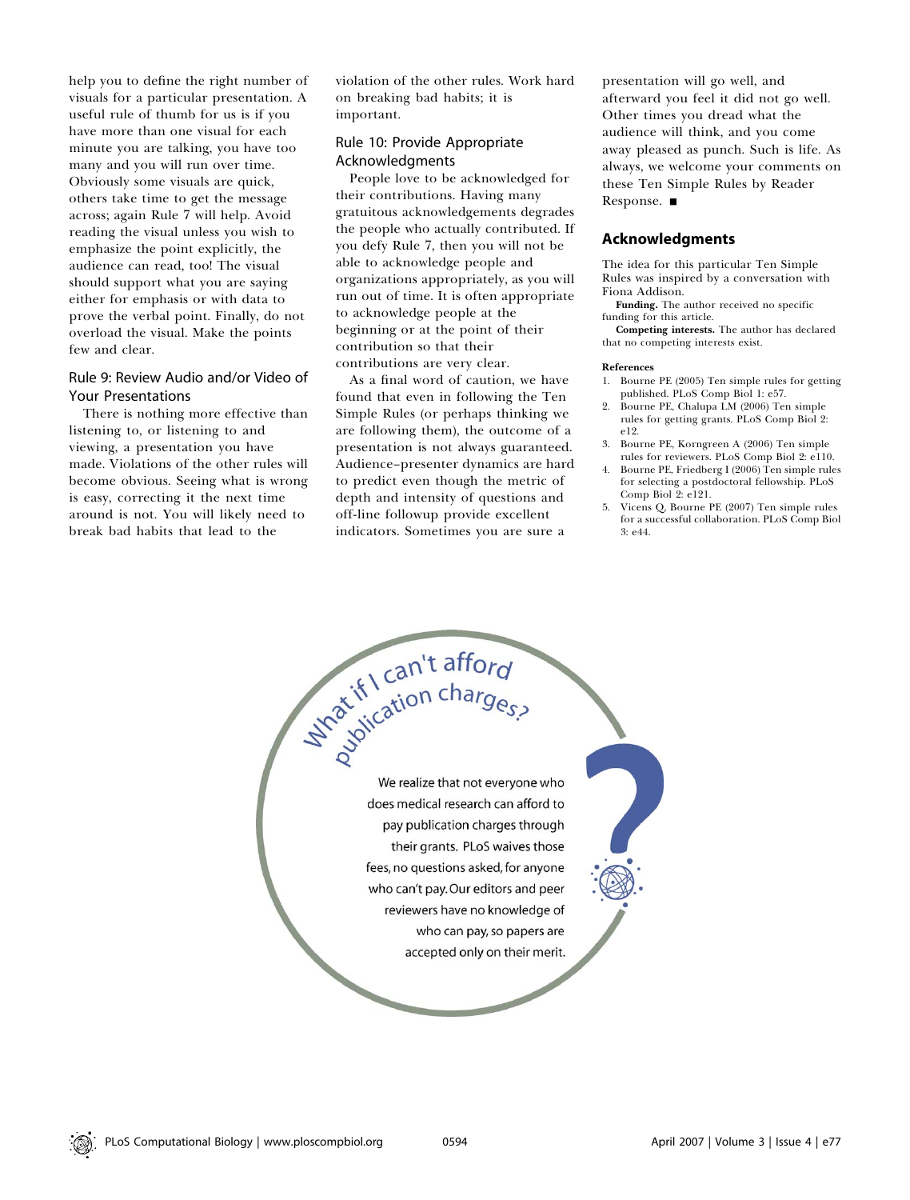help you to define the right number of visuals for a particular presentation. A useful rule of thumb for us is if you have more than one visual for each minute you are talking, you have too many and you will run over time. Obviously some visuals are quick, others take time to get the message across; again Rule 7 will help. Avoid reading the visual unless you wish to emphasize the point explicitly, the audience can read, too! The visual should support what you are saying either for emphasis or with data to prove the verbal point. Finally, do not overload the visual. Make the points few and clear.

### Rule 9: Review Audio and/or Video of Your Presentations

There is nothing more effective than listening to, or listening to and viewing, a presentation you have made. Violations of the other rules will become obvious. Seeing what is wrong is easy, correcting it the next time around is not. You will likely need to break bad habits that lead to the violation of the other rules. Work hard on breaking bad habits; it is important.

### Rule 10: Provide Appropriate Acknowledgments

People love to be acknowledged for their contributions. Having many gratuitous acknowledgements degrades the people who actually contributed. If you defy Rule 7, then you will not be able to acknowledge people and organizations appropriately, as you will run out of time. It is often appropriate to acknowledge people at the beginning or at the point of their contribution so that their contributions are very clear.

As a final word of caution, we have found that even in following the Ten Simple Rules (or perhaps thinking we are following them), the outcome of a presentation is not always guaranteed. Audience–presenter dynamics are hard to predict even though the metric of depth and intensity of questions and off-line followup provide excellent indicators. Sometimes you are sure a presentation will go well, and afterward you feel it did not go well. Other times you dread what the audience will think, and you come away pleased as punch. Such is life. As always, we welcome your comments on these Ten Simple Rules by Reader Response. ■

## Acknowledgments

The idea for this particular Ten Simple Rules was inspired by a conversation with Fiona Addison.

**Funding.** The author received no specific funding for this article.

**Competing interests.** The author has declared that no competing interests exist.

#### References

1. Bourne PE (2005) Ten simple rules for getting published. PLoS Comp Biol 1: e57.
2. Bourne PE, Chalupa LM (2006) Ten simple rules for getting grants. PLoS Comp Biol 2: e12.
3. Bourne PE, Korngreen A (2006) Ten simple rules for reviewers. PLoS Comp Biol 2: e110.
4. Bourne PE, Friedberg I (2006) Ten simple rules for selecting a postdoctoral fellowship. PLoS Comp Biol 2: e121.
5. Vicens Q, Bourne PE (2007) Ten simple rules for a successful collaboration. PLoS Comp Biol 3: e44.

What if I can't afford publication charges?

We realize that not everyone who does medical research can afford to pay publication charges through their grants. PLoS waives those fees, no questions asked, for anyone who can't pay. Our editors and peer reviewers have no knowledge of who can pay, so papers are accepted only on their merit.